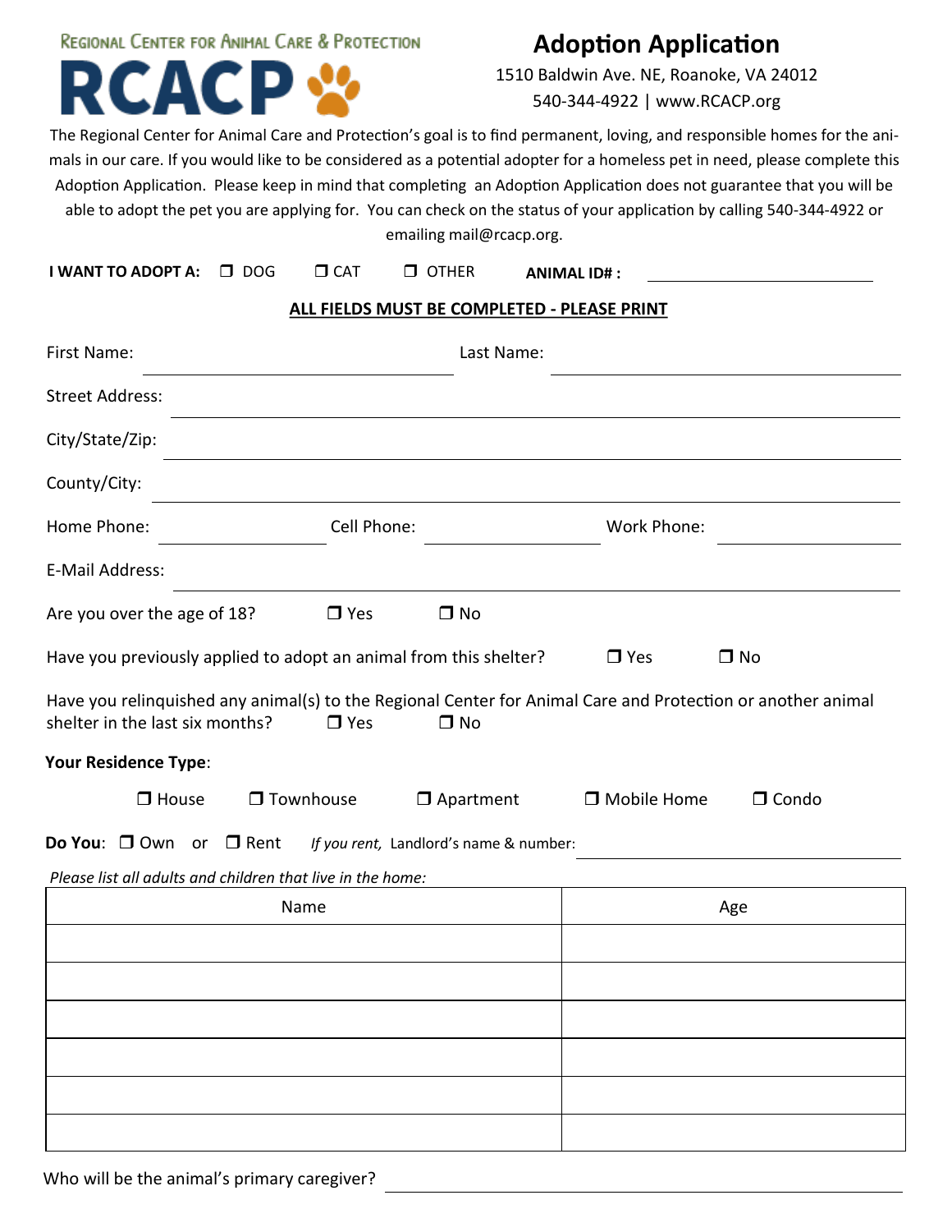REGIONAL CENTER FOR ANIMAL CARE & PROTECTION

# RCACP

# Adoption Application

1510 Baldwin Ave. NE, Roanoke, VA 24012

540-344-4922 | www.RCACP.org

The Regional Center for Animal Care and Protection's goal is to find permanent, loving, and responsible homes for the animals in our care. If you would like to be considered as a potential adopter for a homeless pet in need, please complete this Adoption Application. Please keep in mind that completing an Adoption Application does not guarantee that you will be able to adopt the pet you are applying for. You can check on the status of your application by calling 540-344-4922 or emailing mail@rcacp.org.

**I WANT TO ADOPT A:** ☐ DOG ☐ CAT ☐ OTHER **ANIMAL ID# :** ____________________

**ALL FIELDS MUST BE COMPLETED - PLEASE PRINT**

First Name: ______________________________ Last Name: ______________________________

Street Address: ______________________________________________________________

City/State/Zip: ______________________________________________________________

County/City: ______________________________________________________________

Home Phone: ________________ Cell Phone: ________________ Work Phone: ________________

E-Mail Address: ______________________________________________________________

Are you over the age of 18? ☐ Yes ☐ No

Have you previously applied to adopt an animal from this shelter? ☐ Yes ☐ No

Have you relinquished any animal(s) to the Regional Center for Animal Care and Protection or another animal shelter in the last six months? ☐ Yes ☐ No

**Your Residence Type**:

☐ House ☐ Townhouse ☐ Apartment ☐ Mobile Home ☐ Condo

**Do You**: ☐ Own or ☐ Rent *If you rent,* Landlord's name & number: ______________________________

*Please list all adults and children that live in the home:*

| Name | Age |
| --- | --- |
| | |
| | |
| | |
| | |
| | |
| | |

Who will be the animal's primary caregiver? ______________________________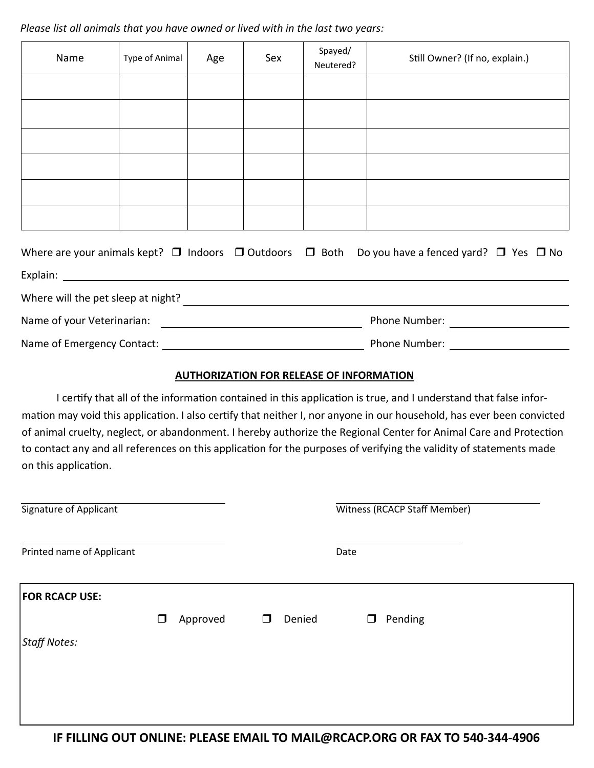*Please list all animals that you have owned or lived with in the last two years:*

| Name | Type of Animal | Age | Sex | Spayed/ Neutered? | Still Owner? (If no, explain.) |
|---|---|---|---|---|---|
| | | | | | |
| | | | | | |
| | | | | | |
| | | | | | |
| | | | | | |
| | | | | | |

Where are your animals kept? ❒ Indoors ❒ Outdoors ❒ Both Do you have a fenced yard? ❒ Yes ❒ No

Explain: ______________________________________________

Where will the pet sleep at night? ______________________________________________

Name of your Veterinarian: ______________________ Phone Number: ______________

Name of Emergency Contact: ______________________ Phone Number: ______________

**AUTHORIZATION FOR RELEASE OF INFORMATION**

I certify that all of the information contained in this application is true, and I understand that false information may void this application. I also certify that neither I, nor anyone in our household, has ever been convicted of animal cruelty, neglect, or abandonment. I hereby authorize the Regional Center for Animal Care and Protection to contact any and all references on this application for the purposes of verifying the validity of statements made on this application.

______________________ Signature of Applicant

______________________ Witness (RCACP Staff Member)

______________________ Printed name of Applicant

______________________ Date

**FOR RCACP USE:**

❒ Approved ❒ Denied ❒ Pending

*Staff Notes:*

**IF FILLING OUT ONLINE: PLEASE EMAIL TO MAIL@RCACP.ORG OR FAX TO 540-344-4906**